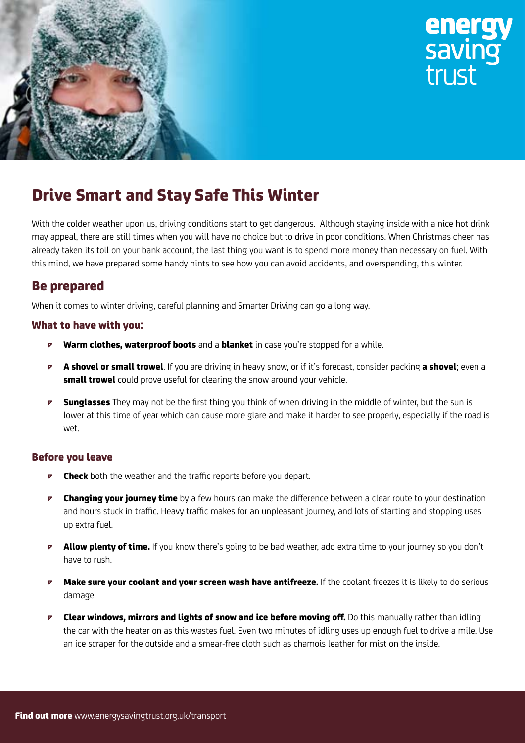energy saving trust

# Drive Smart and Stay Safe This Winter

With the colder weather upon us, driving conditions start to get dangerous. Although staying inside with a nice hot drink may appeal, there are still times when you will have no choice but to drive in poor conditions. When Christmas cheer has already taken its toll on your bank account, the last thing you want is to spend more money than necessary on fuel. With this mind, we have prepared some handy hints to see how you can avoid accidents, and overspending, this winter.

## Be prepared

When it comes to winter driving, careful planning and Smarter Driving can go a long way.

### What to have with you:

- **Warm clothes, waterproof boots** and a **blanket** in case you're stopped for a while.
- **A shovel or small trowel**. If you are driving in heavy snow, or if it's forecast, consider packing **a shovel**; even a **small trowel** could prove useful for clearing the snow around your vehicle.
- **Sunglasses** They may not be the first thing you think of when driving in the middle of winter, but the sun is lower at this time of year which can cause more glare and make it harder to see properly, especially if the road is wet.

### Before you leave

- **Check** both the weather and the traffic reports before you depart.
- **Changing your journey time** by a few hours can make the difference between a clear route to your destination and hours stuck in traffic. Heavy traffic makes for an unpleasant journey, and lots of starting and stopping uses up extra fuel.
- **Allow plenty of time.** If you know there's going to be bad weather, add extra time to your journey so you don't have to rush.
- **Make sure your coolant and your screen wash have antifreeze.** If the coolant freezes it is likely to do serious damage.
- **Clear windows, mirrors and lights of snow and ice before moving off.** Do this manually rather than idling the car with the heater on as this wastes fuel. Even two minutes of idling uses up enough fuel to drive a mile. Use an ice scraper for the outside and a smear-free cloth such as chamois leather for mist on the inside.

**Find out more** www.energysavingtrust.org.uk/transport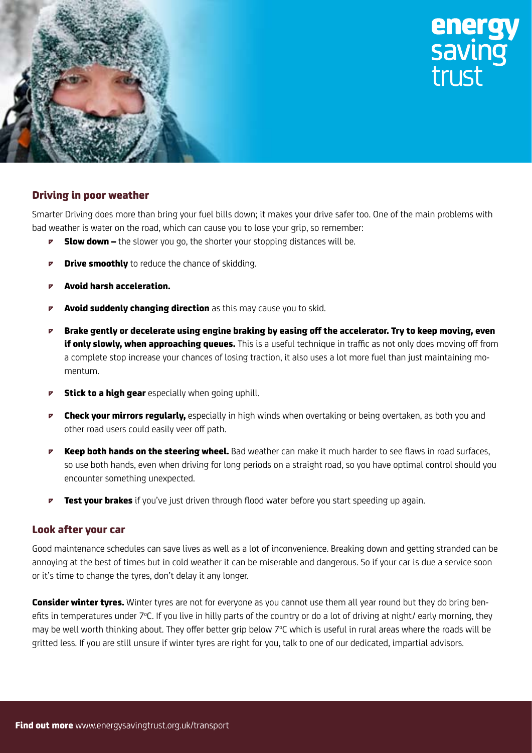energy saving trust

## Driving in poor weather

Smarter Driving does more than bring your fuel bills down; it makes your drive safer too. One of the main problems with bad weather is water on the road, which can cause you to lose your grip, so remember:

- **Slow down –** the slower you go, the shorter your stopping distances will be.
- **Drive smoothly** to reduce the chance of skidding.
- **Avoid harsh acceleration.**
- **Avoid suddenly changing direction** as this may cause you to skid.
- **Brake gently or decelerate using engine braking by easing off the accelerator. Try to keep moving, even if only slowly, when approaching queues.** This is a useful technique in traffic as not only does moving off from a complete stop increase your chances of losing traction, it also uses a lot more fuel than just maintaining momentum.
- **Stick to a high gear** especially when going uphill.
- **Check your mirrors regularly,** especially in high winds when overtaking or being overtaken, as both you and other road users could easily veer off path.
- **Keep both hands on the steering wheel.** Bad weather can make it much harder to see flaws in road surfaces, so use both hands, even when driving for long periods on a straight road, so you have optimal control should you encounter something unexpected.
- **Test your brakes** if you've just driven through flood water before you start speeding up again.

## Look after your car

Good maintenance schedules can save lives as well as a lot of inconvenience. Breaking down and getting stranded can be annoying at the best of times but in cold weather it can be miserable and dangerous. So if your car is due a service soon or it's time to change the tyres, don't delay it any longer.

**Consider winter tyres.** Winter tyres are not for everyone as you cannot use them all year round but they do bring benefits in temperatures under 7°C. If you live in hilly parts of the country or do a lot of driving at night/ early morning, they may be well worth thinking about. They offer better grip below 7°C which is useful in rural areas where the roads will be gritted less. If you are still unsure if winter tyres are right for you, talk to one of our dedicated, impartial advisors.

**Find out more** www.energysavingtrust.org.uk/transport